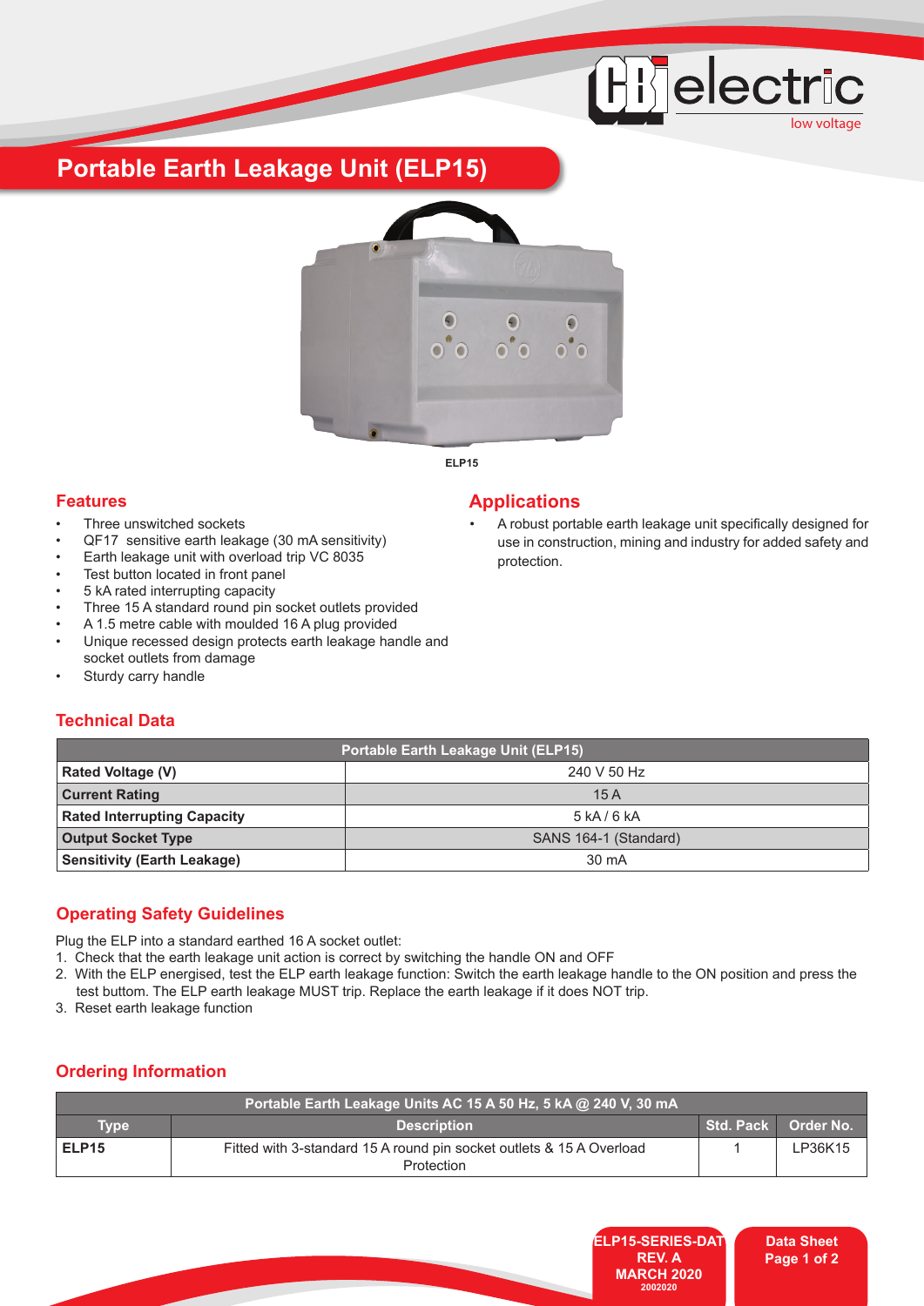# Portable Earth Leakage Unit (ELP15)

ELP15

## Features

- Three unswitched sockets
- QF17 sensitive earth leakage (30 mA sensitivity)
- Earth leakage unit with overload trip VC 8035
- Test button located in front panel
- 5 kA rated interrupting capacity
- Three 15 A standard round pin socket outlets provided
- A 1.5 metre cable with moulded 16 A plug provided
- Unique recessed design protects earth leakage handle and socket outlets from damage
- Sturdy carry handle

## Applications

- A robust portable earth leakage unit specifically designed for use in construction, mining and industry for added safety and protection.

## Technical Data

| Portable Earth Leakage Unit (ELP15) | |
|---|---|
| **Rated Voltage (V)** | 240 V 50 Hz |
| **Current Rating** | 15 A |
| **Rated Interrupting Capacity** | 5 kA / 6 kA |
| **Output Socket Type** | SANS 164-1 (Standard) |
| **Sensitivity (Earth Leakage)** | 30 mA |

## Operating Safety Guidelines

Plug the ELP into a standard earthed 16 A socket outlet:

1. Check that the earth leakage unit action is correct by switching the handle ON and OFF
2. With the ELP energised, test the ELP earth leakage function: Switch the earth leakage handle to the ON position and press the test buttom. The ELP earth leakage MUST trip. Replace the earth leakage if it does NOT trip.
3. Reset earth leakage function

## Ordering Information

| Portable Earth Leakage Units AC 15 A 50 Hz, 5 kA @ 240 V, 30 mA | | | |
|---|---|---|---|
| **Type** | **Description** | **Std. Pack** | **Order No.** |
| **ELP15** | Fitted with 3-standard 15 A round pin socket outlets & 15 A Overload Protection | 1 | LP36K15 |

ELP15-SERIES-DAT
REV. A
MARCH 2020
2002020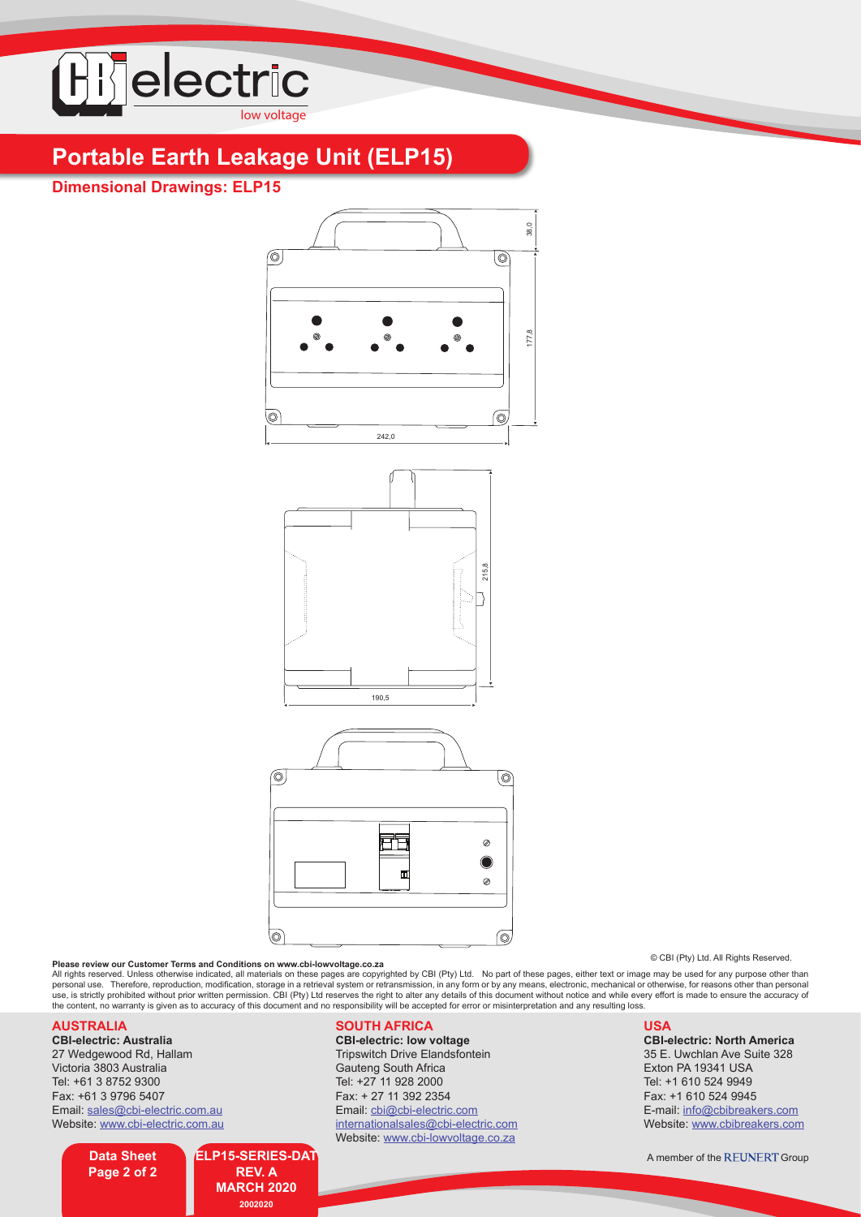# Portable Earth Leakage Unit (ELP15)

## Dimensional Drawings: ELP15

38,0

177,8

242,0

215,8

190,5

© CBI (Pty) Ltd. All Rights Reserved.

**Please review our Customer Terms and Conditions on www.cbi-lowvoltage.co.za**

All rights reserved. Unless otherwise indicated, all materials on these pages are copyrighted by CBI (Pty) Ltd. No part of these pages, either text or image may be used for any purpose other than personal use. Therefore, reproduction, modification, storage in a retrieval system or retransmission, in any form or by any means, electronic, mechanical or otherwise, for reasons other than personal use, is strictly prohibited without prior written permission. CBI (Pty) Ltd reserves the right to alter any details of this document without notice and while every effort is made to ensure the accuracy of the content, no warranty is given as to accuracy of this document and no responsibility will be accepted for error or misinterpretation and any resulting loss.

**AUSTRALIA**
**CBI-electric: Australia**
27 Wedgewood Rd, Hallam
Victoria 3803 Australia
Tel: +61 3 8752 9300
Fax: +61 3 9796 5407
Email: sales@cbi-electric.com.au
Website: www.cbi-electric.com.au

**SOUTH AFRICA**
**CBI-electric: low voltage**
Tripswitch Drive Elandsfontein
Gauteng South Africa
Tel: +27 11 928 2000
Fax: + 27 11 392 2354
Email: cbi@cbi-electric.com
internationalsales@cbi-electric.com
Website: www.cbi-lowvoltage.co.za

**USA**
**CBI-electric: North America**
35 E. Uwchlan Ave Suite 328
Exton PA 19341 USA
Tel: +1 610 524 9949
Fax: +1 610 524 9945
E-mail: info@cbibreakers.com
Website: www.cbibreakers.com

A member of the REUNERT Group

**Data Sheet**

**ELP15-SERIES-DAT**
**REV. A**
**MARCH 2020**
**2002020**